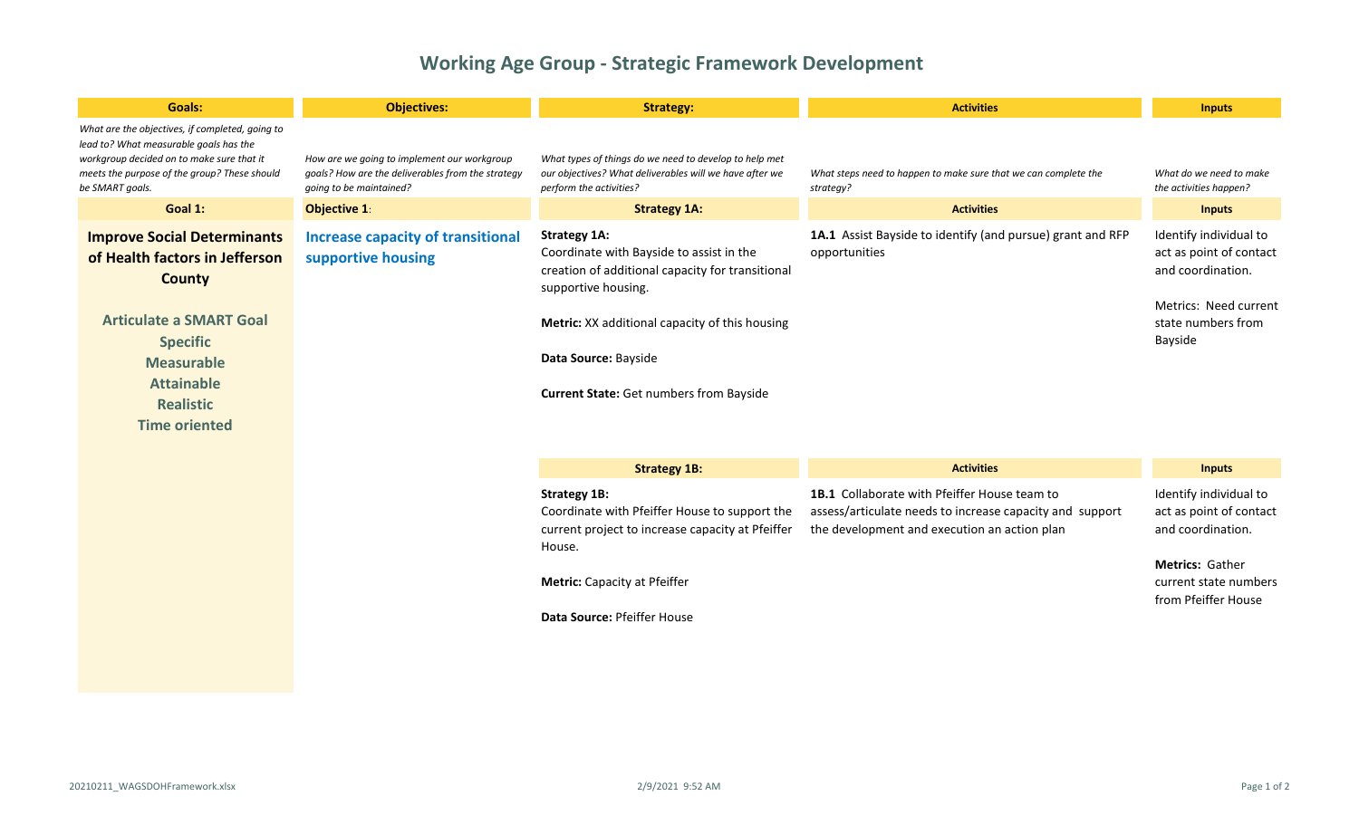# Working Age Group - Strategic Framework Development

| Goals: | Objectives: | Strategy: | Activities | Inputs |
|---|---|---|---|---|
| *What are the objectives, if completed, going to lead to? What measurable goals has the workgroup decided on to make sure that it meets the purpose of the group? These should be SMART goals.* | *How are we going to implement our workgroup goals? How are the deliverables from the strategy going to be maintained?* | *What types of things do we need to develop to help met our objectives? What deliverables will we have after we perform the activities?* | *What steps need to happen to make sure that we can complete the strategy?* | *What do we need to make the activities happen?* |
| **Goal 1:** | **Objective 1**: | **Strategy 1A:** | **Activities** | **Inputs** |
| **Improve Social Determinants of Health factors in Jefferson County**<br><br>**Articulate a SMART Goal**<br>**Specific**<br>**Measurable**<br>**Attainable**<br>**Realistic**<br>**Time oriented** | **Increase capacity of transitional supportive housing** | **Strategy 1A:**<br>Coordinate with Bayside to assist in the creation of additional capacity for transitional supportive housing.<br><br>**Metric:** XX additional capacity of this housing<br><br>**Data Source:** Bayside<br><br>**Current State:** Get numbers from Bayside | **1A.1** Assist Bayside to identify (and pursue) grant and RFP opportunities | Identify individual to act as point of contact and coordination.<br><br>Metrics: Need current state numbers from Bayside |
| | | **Strategy 1B:** | **Activities** | **Inputs** |
| | | **Strategy 1B:**<br>Coordinate with Pfeiffer House to support the current project to increase capacity at Pfeiffer House.<br><br>**Metric:** Capacity at Pfeiffer<br><br>**Data Source:** Pfeiffer House | **1B.1** Collaborate with Pfeiffer House team to assess/articulate needs to increase capacity and support the development and execution an action plan | Identify individual to act as point of contact and coordination.<br><br>**Metrics:** Gather current state numbers from Pfeiffer House |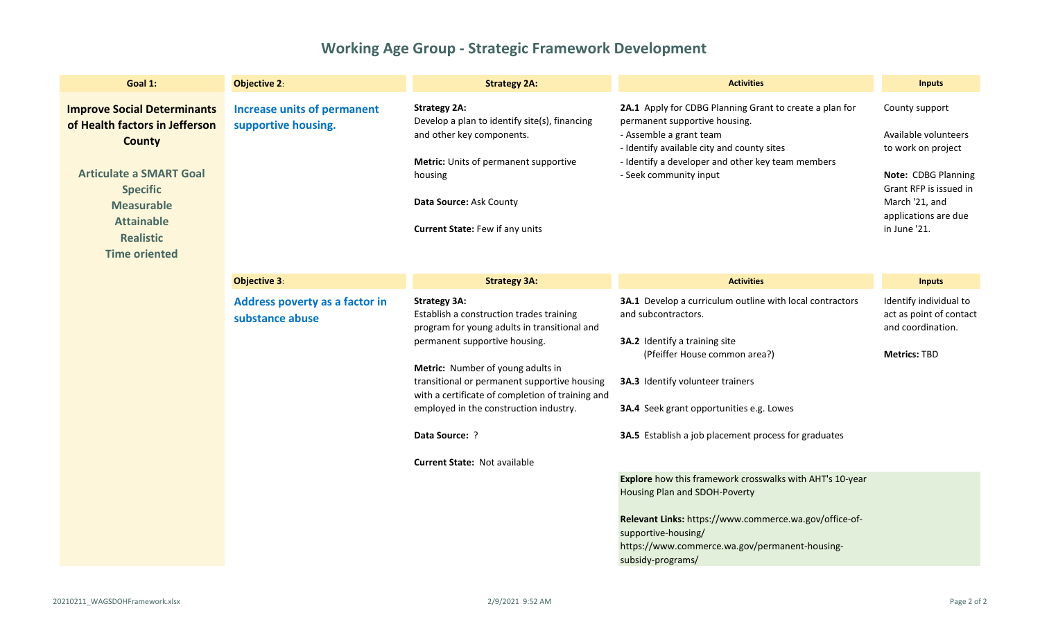# Working Age Group - Strategic Framework Development

| Goal 1: | Objective 2: | Strategy 2A: | Activities | Inputs |
| --- | --- | --- | --- | --- |
| **Improve Social Determinants of Health factors in Jefferson County**<br><br>**Articulate a SMART Goal**<br>**Specific**<br>**Measurable**<br>**Attainable**<br>**Realistic**<br>**Time oriented** | **Increase units of permanent supportive housing.** | **Strategy 2A:**<br>Develop a plan to identify site(s), financing and other key components.<br><br>**Metric:** Units of permanent supportive housing<br><br>**Data Source:** Ask County<br><br>**Current State:** Few if any units | **2A.1** Apply for CDBG Planning Grant to create a plan for permanent supportive housing.<br>- Assemble a grant team<br>- Identify available city and county sites<br>- Identify a developer and other key team members<br>- Seek community input | County support<br><br>Available volunteers to work on project<br><br>**Note:** CDBG Planning Grant RFP is issued in March '21, and applications are due in June '21. |
| | **Objective 3:** | **Strategy 3A:** | **Activities** | **Inputs** |
| | **Address poverty as a factor in substance abuse** | **Strategy 3A:**<br>Establish a construction trades training program for young adults in transitional and permanent supportive housing.<br><br>**Metric:** Number of young adults in transitional or permanent supportive housing with a certificate of completion of training and employed in the construction industry.<br><br>**Data Source:** ?<br><br>**Current State:** Not available | **3A.1** Develop a curriculum outline with local contractors and subcontractors.<br><br>**3A.2** Identify a training site (Pfeiffer House common area?)<br><br>**3A.3** Identify volunteer trainers<br><br>**3A.4** Seek grant opportunities e.g. Lowes<br><br>**3A.5** Establish a job placement process for graduates | Identify individual to act as point of contact and coordination.<br><br>**Metrics:** TBD |
| | | | **Explore** how this framework crosswalks with AHT's 10-year Housing Plan and SDOH-Poverty<br><br>**Relevant Links:** https://www.commerce.wa.gov/office-of-supportive-housing/<br>https://www.commerce.wa.gov/permanent-housing-subsidy-programs/ | |

20210211_WAGSDOHFramework.xlsx 2/9/2021 9:52 AM